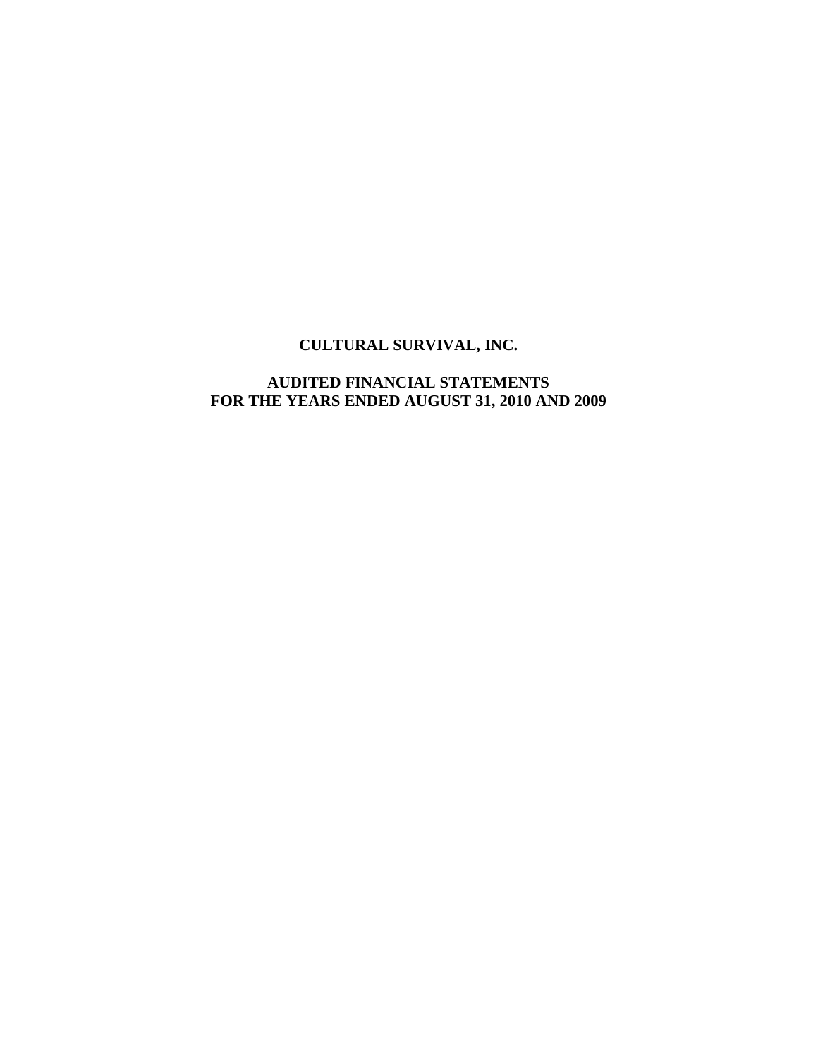# CULTURAL SURVIVAL, INC.

## AUDITED FINANCIAL STATEMENTS
## FOR THE YEARS ENDED AUGUST 31, 2010 AND 2009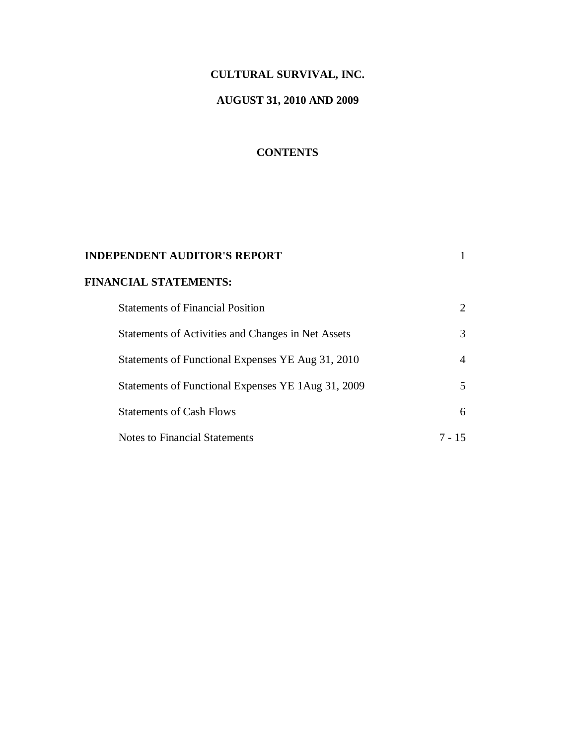# CULTURAL SURVIVAL, INC.

## AUGUST 31, 2010 AND 2009

## CONTENTS

| | |
|---|---|
| **INDEPENDENT AUDITOR'S REPORT** | 1 |
| **FINANCIAL STATEMENTS:** | |
| Statements of Financial Position | 2 |
| Statements of Activities and Changes in Net Assets | 3 |
| Statements of Functional Expenses YE Aug 31, 2010 | 4 |
| Statements of Functional Expenses YE 1Aug 31, 2009 | 5 |
| Statements of Cash Flows | 6 |
| Notes to Financial Statements | 7 - 15 |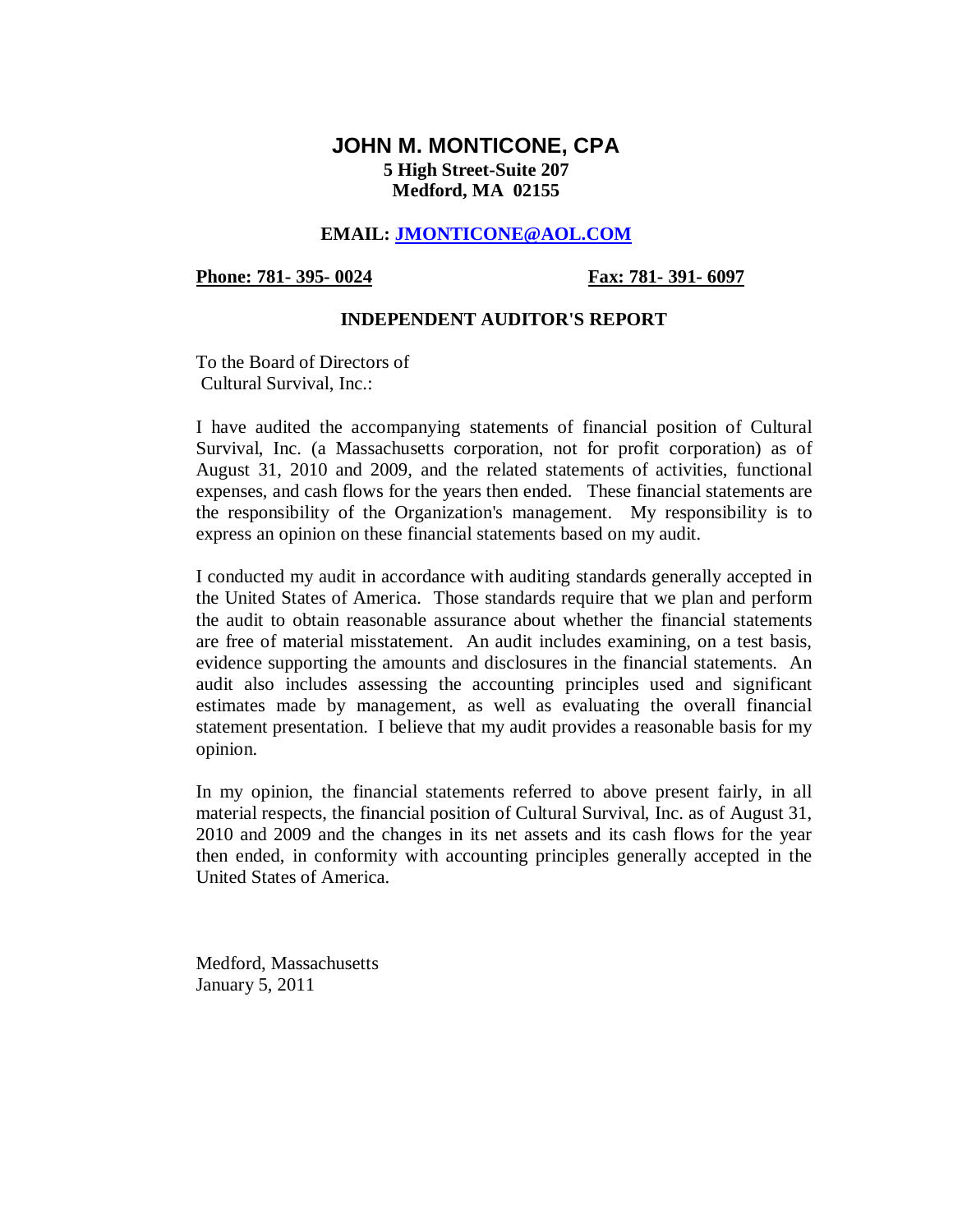# JOHN M. MONTICONE, CPA

**5 High Street-Suite 207**
**Medford, MA 02155**

**EMAIL: JMONTICONE@AOL.COM**

**Phone: 781- 395- 0024** **Fax: 781- 391- 6097**

## INDEPENDENT AUDITOR'S REPORT

To the Board of Directors of
Cultural Survival, Inc.:

I have audited the accompanying statements of financial position of Cultural Survival, Inc. (a Massachusetts corporation, not for profit corporation) as of August 31, 2010 and 2009, and the related statements of activities, functional expenses, and cash flows for the years then ended. These financial statements are the responsibility of the Organization's management. My responsibility is to express an opinion on these financial statements based on my audit.

I conducted my audit in accordance with auditing standards generally accepted in the United States of America. Those standards require that we plan and perform the audit to obtain reasonable assurance about whether the financial statements are free of material misstatement. An audit includes examining, on a test basis, evidence supporting the amounts and disclosures in the financial statements. An audit also includes assessing the accounting principles used and significant estimates made by management, as well as evaluating the overall financial statement presentation. I believe that my audit provides a reasonable basis for my opinion.

In my opinion, the financial statements referred to above present fairly, in all material respects, the financial position of Cultural Survival, Inc. as of August 31, 2010 and 2009 and the changes in its net assets and its cash flows for the year then ended, in conformity with accounting principles generally accepted in the United States of America.

Medford, Massachusetts
January 5, 2011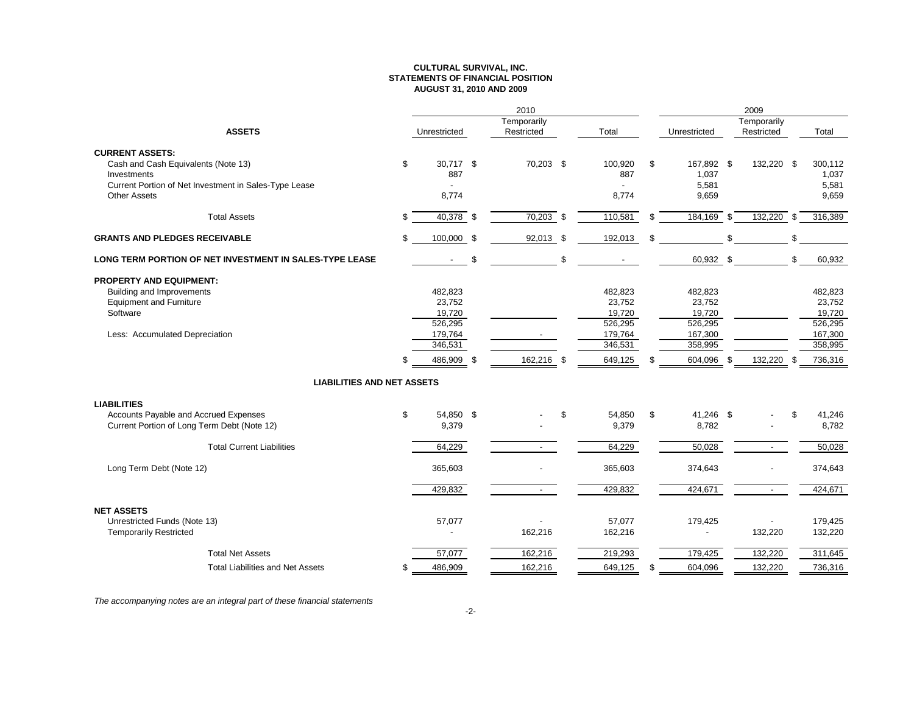**CULTURAL SURVIVAL, INC.**
**STATEMENTS OF FINANCIAL POSITION**
**AUGUST 31, 2010 AND 2009**

| | 2010 | | | 2009 | | |
|---|---|---|---|---|---|---|
| **ASSETS** | Unrestricted | Temporarily Restricted | Total | Unrestricted | Temporarily Restricted | Total |
| **CURRENT ASSETS:** | | | | | | |
| Cash and Cash Equivalents (Note 13) | $ 30,717 | $ 70,203 | $ 100,920 | $ 167,892 | $ 132,220 | $ 300,112 |
| Investments | 887 | | 887 | 1,037 | | 1,037 |
| Current Portion of Net Investment in Sales-Type Lease | - | | - | 5,581 | | 5,581 |
| Other Assets | 8,774 | | 8,774 | 9,659 | | 9,659 |
| Total Assets | $ 40,378 | $ 70,203 | $ 110,581 | $ 184,169 | $ 132,220 | $ 316,389 |
| **GRANTS AND PLEDGES RECEIVABLE** | $ 100,000 | $ 92,013 | $ 192,013 | $ | $ | $ |
| **LONG TERM PORTION OF NET INVESTMENT IN SALES-TYPE LEASE** | - | $ | $ - | 60,932 | $ | $ 60,932 |
| **PROPERTY AND EQUIPMENT:** | | | | | | |
| Building and Improvements | 482,823 | | 482,823 | 482,823 | | 482,823 |
| Equipment and Furniture | 23,752 | | 23,752 | 23,752 | | 23,752 |
| Software | 19,720 | | 19,720 | 19,720 | | 19,720 |
| | 526,295 | | 526,295 | 526,295 | | 526,295 |
| Less: Accumulated Depreciation | 179,764 | - | 179,764 | 167,300 | | 167,300 |
| | 346,531 | | 346,531 | 358,995 | | 358,995 |
| | $ 486,909 | $ 162,216 | $ 649,125 | $ 604,096 | $ 132,220 | $ 736,316 |
| **LIABILITIES AND NET ASSETS** | | | | | | |
| **LIABILITIES** | | | | | | |
| Accounts Payable and Accrued Expenses | $ 54,850 | $ - | $ 54,850 | $ 41,246 | $ - | $ 41,246 |
| Current Portion of Long Term Debt (Note 12) | 9,379 | - | 9,379 | 8,782 | - | 8,782 |
| Total Current Liabilities | 64,229 | - | 64,229 | 50,028 | - | 50,028 |
| Long Term Debt (Note 12) | 365,603 | - | 365,603 | 374,643 | - | 374,643 |
| | 429,832 | - | 429,832 | 424,671 | - | 424,671 |
| **NET ASSETS** | | | | | | |
| Unrestricted Funds (Note 13) | 57,077 | - | 57,077 | 179,425 | - | 179,425 |
| Temporarily Restricted | - | 162,216 | 162,216 | - | 132,220 | 132,220 |
| Total Net Assets | 57,077 | 162,216 | 219,293 | 179,425 | 132,220 | 311,645 |
| Total Liabilities and Net Assets | $ 486,909 | 162,216 | 649,125 | $ 604,096 | 132,220 | 736,316 |

*The accompanying notes are an integral part of these financial statements*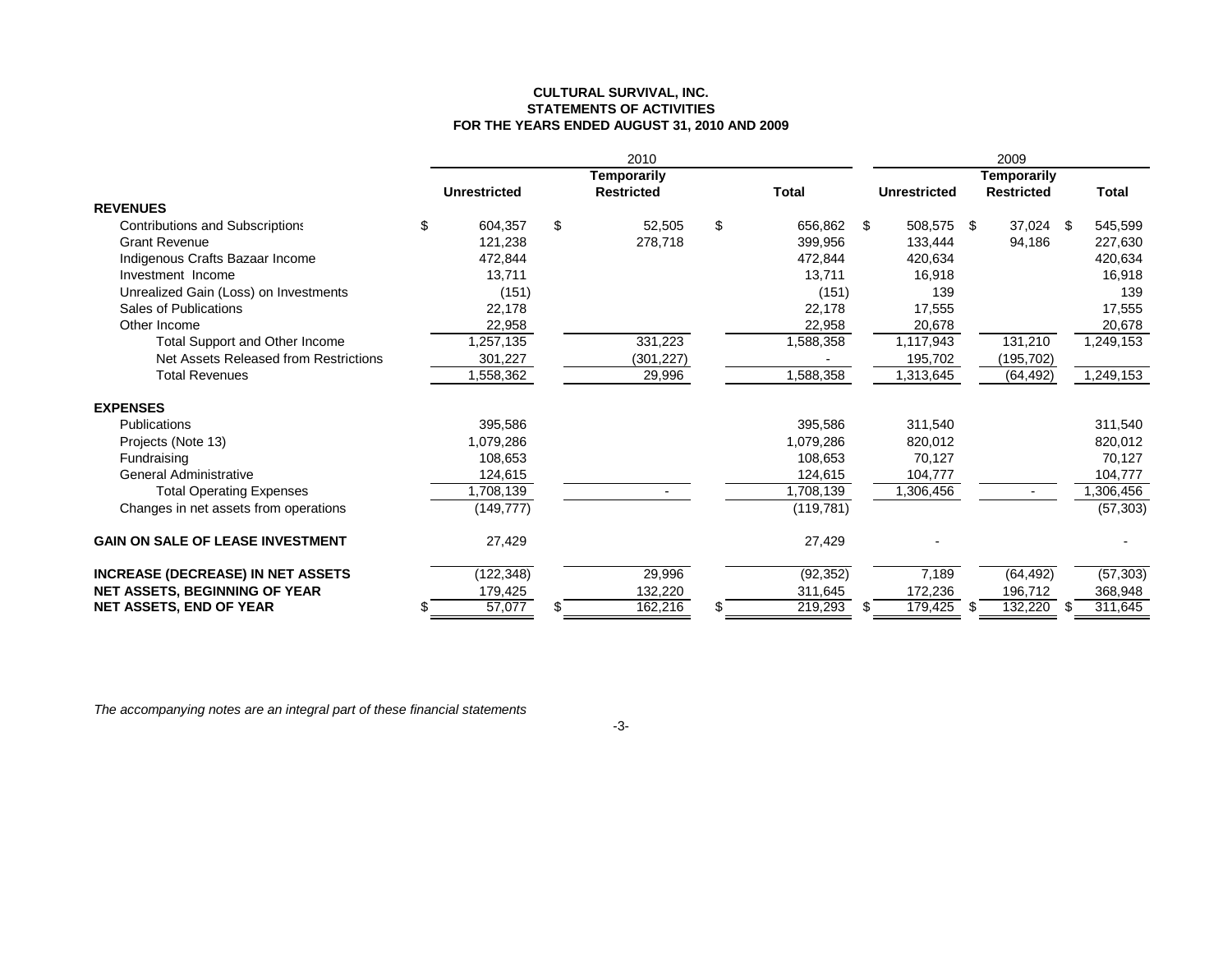**CULTURAL SURVIVAL, INC.**
**STATEMENTS OF ACTIVITIES**
**FOR THE YEARS ENDED AUGUST 31, 2010 AND 2009**

| | 2010 | | | 2009 | | |
|---|---|---|---|---|---|---|
| | **Unrestricted** | **Temporarily Restricted** | **Total** | **Unrestricted** | **Temporarily Restricted** | **Total** |
| **REVENUES** | | | | | | |
| Contributions and Subscriptions | $ 604,357 | $ 52,505 | $ 656,862 | $ 508,575 | $ 37,024 | $ 545,599 |
| Grant Revenue | 121,238 | 278,718 | 399,956 | 133,444 | 94,186 | 227,630 |
| Indigenous Crafts Bazaar Income | 472,844 | | 472,844 | 420,634 | | 420,634 |
| Investment Income | 13,711 | | 13,711 | 16,918 | | 16,918 |
| Unrealized Gain (Loss) on Investments | (151) | | (151) | 139 | | 139 |
| Sales of Publications | 22,178 | | 22,178 | 17,555 | | 17,555 |
| Other Income | 22,958 | | 22,958 | 20,678 | | 20,678 |
| Total Support and Other Income | 1,257,135 | 331,223 | 1,588,358 | 1,117,943 | 131,210 | 1,249,153 |
| Net Assets Released from Restrictions | 301,227 | (301,227) | - | 195,702 | (195,702) | |
| Total Revenues | 1,558,362 | 29,996 | 1,588,358 | 1,313,645 | (64,492) | 1,249,153 |
| **EXPENSES** | | | | | | |
| Publications | 395,586 | | 395,586 | 311,540 | | 311,540 |
| Projects (Note 13) | 1,079,286 | | 1,079,286 | 820,012 | | 820,012 |
| Fundraising | 108,653 | | 108,653 | 70,127 | | 70,127 |
| General Administrative | 124,615 | | 124,615 | 104,777 | | 104,777 |
| Total Operating Expenses | 1,708,139 | - | 1,708,139 | 1,306,456 | - | 1,306,456 |
| Changes in net assets from operations | (149,777) | | (119,781) | | | (57,303) |
| **GAIN ON SALE OF LEASE INVESTMENT** | 27,429 | | 27,429 | - | | - |
| **INCREASE (DECREASE) IN NET ASSETS** | (122,348) | 29,996 | (92,352) | 7,189 | (64,492) | (57,303) |
| **NET ASSETS, BEGINNING OF YEAR** | 179,425 | 132,220 | 311,645 | 172,236 | 196,712 | 368,948 |
| **NET ASSETS, END OF YEAR** | $ 57,077 | $ 162,216 | $ 219,293 | $ 179,425 | $ 132,220 | $ 311,645 |

*The accompanying notes are an integral part of these financial statements*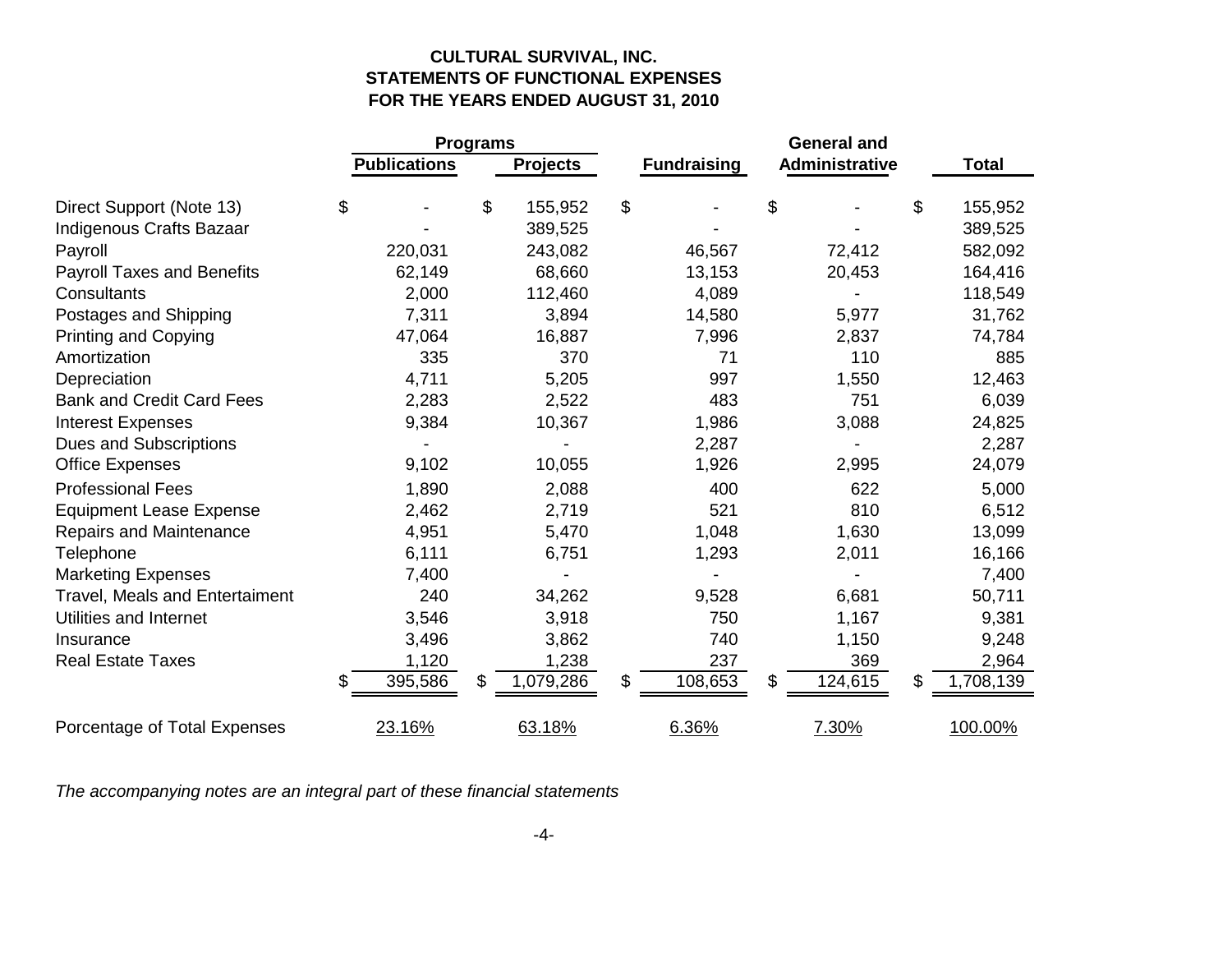**CULTURAL SURVIVAL, INC.**
**STATEMENTS OF FUNCTIONAL EXPENSES**
**FOR THE YEARS ENDED AUGUST 31, 2010**

| | Programs | | | General and | |
|---|---|---|---|---|---|
| | Publications | Projects | Fundraising | Administrative | Total |
| Direct Support (Note 13) | $ - | $ 155,952 | $ - | $ - | $ 155,952 |
| Indigenous Crafts Bazaar | - | 389,525 | - | - | 389,525 |
| Payroll | 220,031 | 243,082 | 46,567 | 72,412 | 582,092 |
| Payroll Taxes and Benefits | 62,149 | 68,660 | 13,153 | 20,453 | 164,416 |
| Consultants | 2,000 | 112,460 | 4,089 | - | 118,549 |
| Postages and Shipping | 7,311 | 3,894 | 14,580 | 5,977 | 31,762 |
| Printing and Copying | 47,064 | 16,887 | 7,996 | 2,837 | 74,784 |
| Amortization | 335 | 370 | 71 | 110 | 885 |
| Depreciation | 4,711 | 5,205 | 997 | 1,550 | 12,463 |
| Bank and Credit Card Fees | 2,283 | 2,522 | 483 | 751 | 6,039 |
| Interest Expenses | 9,384 | 10,367 | 1,986 | 3,088 | 24,825 |
| Dues and Subscriptions | - | - | 2,287 | - | 2,287 |
| Office Expenses | 9,102 | 10,055 | 1,926 | 2,995 | 24,079 |
| Professional Fees | 1,890 | 2,088 | 400 | 622 | 5,000 |
| Equipment Lease Expense | 2,462 | 2,719 | 521 | 810 | 6,512 |
| Repairs and Maintenance | 4,951 | 5,470 | 1,048 | 1,630 | 13,099 |
| Telephone | 6,111 | 6,751 | 1,293 | 2,011 | 16,166 |
| Marketing Expenses | 7,400 | - | - | - | 7,400 |
| Travel, Meals and Entertaiment | 240 | 34,262 | 9,528 | 6,681 | 50,711 |
| Utilities and Internet | 3,546 | 3,918 | 750 | 1,167 | 9,381 |
| Insurance | 3,496 | 3,862 | 740 | 1,150 | 9,248 |
| Real Estate Taxes | 1,120 | 1,238 | 237 | 369 | 2,964 |
| | $ 395,586 | $ 1,079,286 | $ 108,653 | $ 124,615 | $ 1,708,139 |
| Percentage of Total Expenses | 23.16% | 63.18% | 6.36% | 7.30% | 100.00% |

*The accompanying notes are an integral part of these financial statements*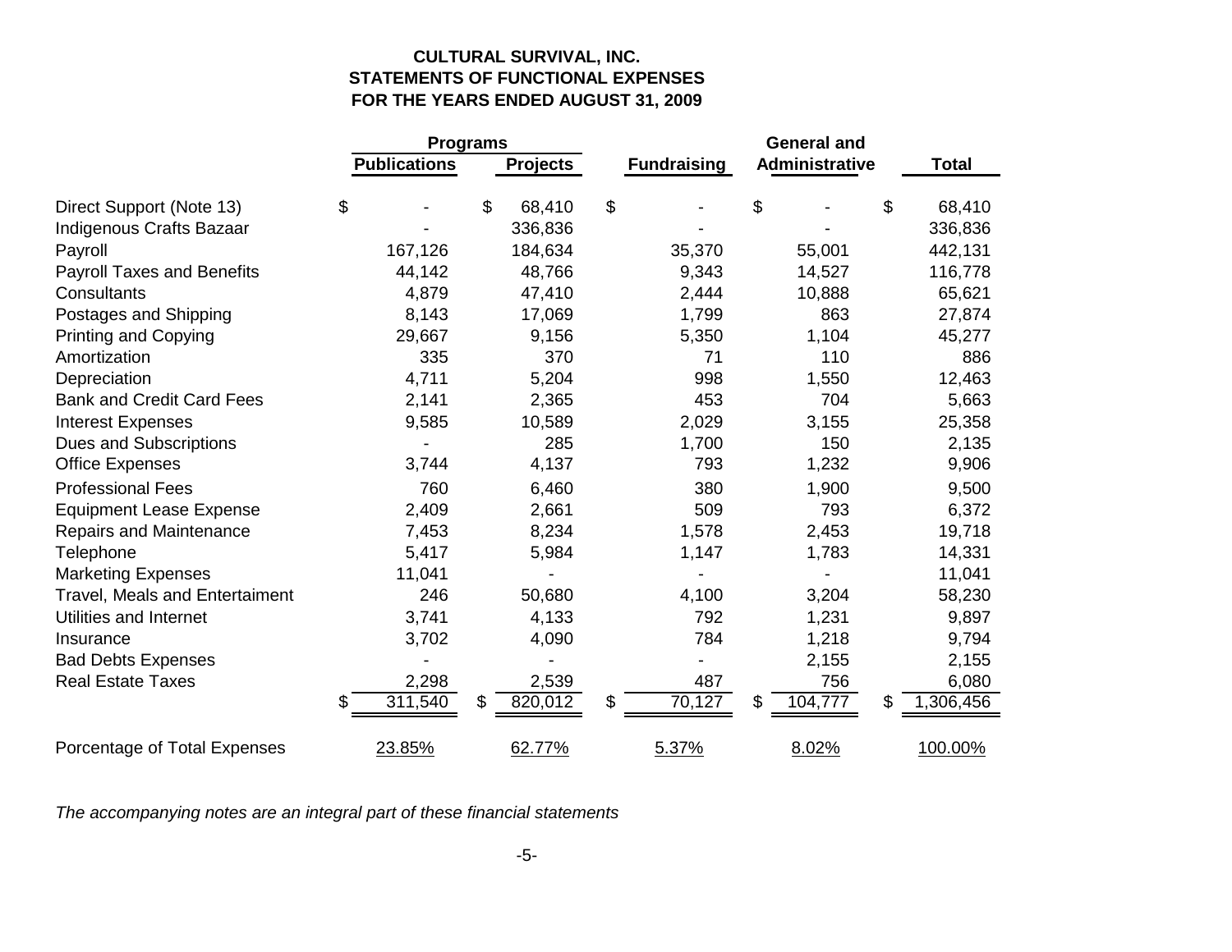**CULTURAL SURVIVAL, INC.**
**STATEMENTS OF FUNCTIONAL EXPENSES**
**FOR THE YEARS ENDED AUGUST 31, 2009**

| | Programs | | | General and | |
|---|---|---|---|---|---|
| | **Publications** | **Projects** | **Fundraising** | **Administrative** | **Total** |
| Direct Support (Note 13) | $ - | $ 68,410 | $ - | $ - | $ 68,410 |
| Indigenous Crafts Bazaar | - | 336,836 | - | - | 336,836 |
| Payroll | 167,126 | 184,634 | 35,370 | 55,001 | 442,131 |
| Payroll Taxes and Benefits | 44,142 | 48,766 | 9,343 | 14,527 | 116,778 |
| Consultants | 4,879 | 47,410 | 2,444 | 10,888 | 65,621 |
| Postages and Shipping | 8,143 | 17,069 | 1,799 | 863 | 27,874 |
| Printing and Copying | 29,667 | 9,156 | 5,350 | 1,104 | 45,277 |
| Amortization | 335 | 370 | 71 | 110 | 886 |
| Depreciation | 4,711 | 5,204 | 998 | 1,550 | 12,463 |
| Bank and Credit Card Fees | 2,141 | 2,365 | 453 | 704 | 5,663 |
| Interest Expenses | 9,585 | 10,589 | 2,029 | 3,155 | 25,358 |
| Dues and Subscriptions | - | 285 | 1,700 | 150 | 2,135 |
| Office Expenses | 3,744 | 4,137 | 793 | 1,232 | 9,906 |
| Professional Fees | 760 | 6,460 | 380 | 1,900 | 9,500 |
| Equipment Lease Expense | 2,409 | 2,661 | 509 | 793 | 6,372 |
| Repairs and Maintenance | 7,453 | 8,234 | 1,578 | 2,453 | 19,718 |
| Telephone | 5,417 | 5,984 | 1,147 | 1,783 | 14,331 |
| Marketing Expenses | 11,041 | - | - | - | 11,041 |
| Travel, Meals and Entertaiment | 246 | 50,680 | 4,100 | 3,204 | 58,230 |
| Utilities and Internet | 3,741 | 4,133 | 792 | 1,231 | 9,897 |
| Insurance | 3,702 | 4,090 | 784 | 1,218 | 9,794 |
| Bad Debts Expenses | - | - | - | 2,155 | 2,155 |
| Real Estate Taxes | 2,298 | 2,539 | 487 | 756 | 6,080 |
| | $ 311,540 | $ 820,012 | $ 70,127 | $ 104,777 | $ 1,306,456 |
| Porcentage of Total Expenses | 23.85% | 62.77% | 5.37% | 8.02% | 100.00% |

*The accompanying notes are an integral part of these financial statements*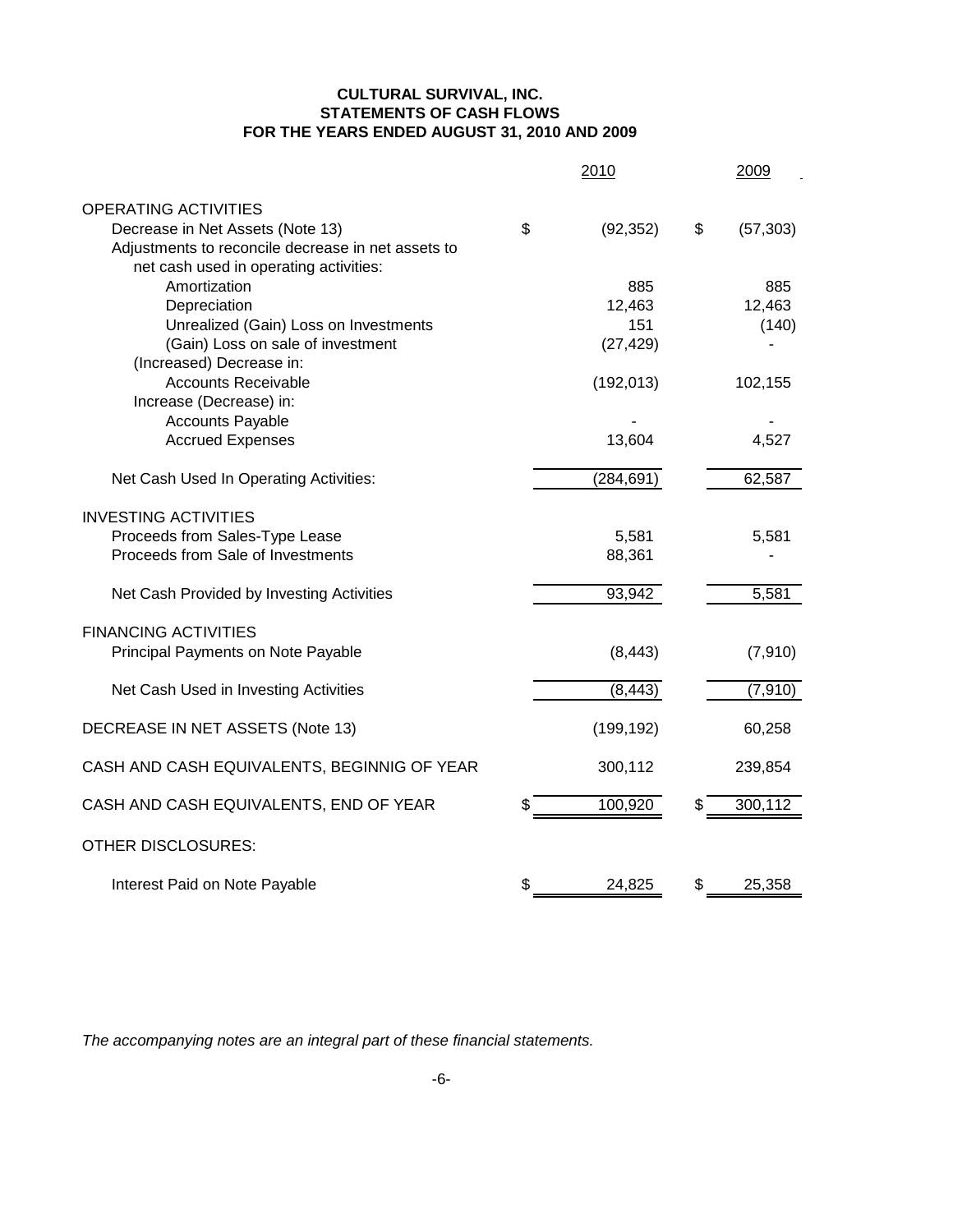**CULTURAL SURVIVAL, INC.**
**STATEMENTS OF CASH FLOWS**
**FOR THE YEARS ENDED AUGUST 31, 2010 AND 2009**

| | 2010 | 2009 |
|---|---|---|
| OPERATING ACTIVITIES | | |
| Decrease in Net Assets (Note 13) | $ (92,352) | $ (57,303) |
| Adjustments to reconcile decrease in net assets to net cash used in operating activities: | | |
| Amortization | 885 | 885 |
| Depreciation | 12,463 | 12,463 |
| Unrealized (Gain) Loss on Investments | 151 | (140) |
| (Gain) Loss on sale of investment | (27,429) | - |
| (Increased) Decrease in: | | |
| Accounts Receivable | (192,013) | 102,155 |
| Increase (Decrease) in: | | |
| Accounts Payable | - | - |
| Accrued Expenses | 13,604 | 4,527 |
| Net Cash Used In Operating Activities: | (284,691) | 62,587 |
| INVESTING ACTIVITIES | | |
| Proceeds from Sales-Type Lease | 5,581 | 5,581 |
| Proceeds from Sale of Investments | 88,361 | - |
| Net Cash Provided by Investing Activities | 93,942 | 5,581 |
| FINANCING ACTIVITIES | | |
| Principal Payments on Note Payable | (8,443) | (7,910) |
| Net Cash Used in Investing Activities | (8,443) | (7,910) |
| DECREASE IN NET ASSETS (Note 13) | (199,192) | 60,258 |
| CASH AND CASH EQUIVALENTS, BEGINNIG OF YEAR | 300,112 | 239,854 |
| CASH AND CASH EQUIVALENTS, END OF YEAR | $ 100,920 | $ 300,112 |
| OTHER DISCLOSURES: | | |
| Interest Paid on Note Payable | $ 24,825 | $ 25,358 |

*The accompanying notes are an integral part of these financial statements.*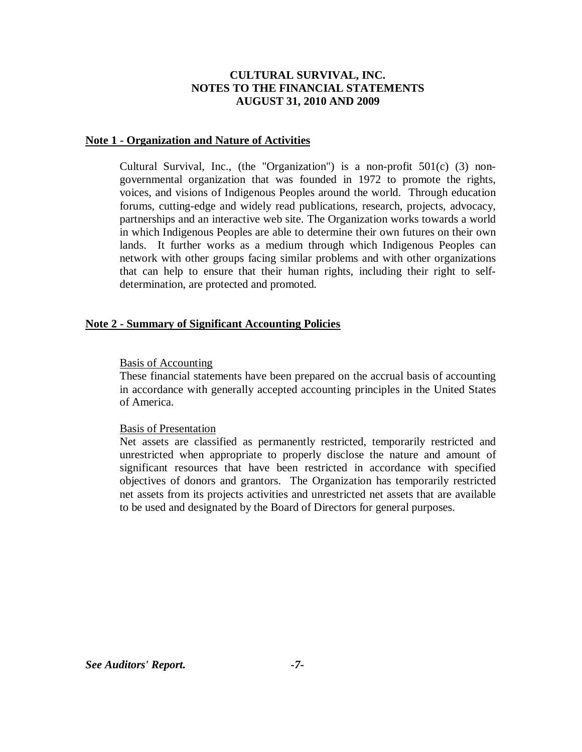**CULTURAL SURVIVAL, INC.**
**NOTES TO THE FINANCIAL STATEMENTS**
**AUGUST 31, 2010 AND 2009**

## Note 1 - Organization and Nature of Activities

Cultural Survival, Inc., (the "Organization") is a non-profit 501(c) (3) non-governmental organization that was founded in 1972 to promote the rights, voices, and visions of Indigenous Peoples around the world. Through education forums, cutting-edge and widely read publications, research, projects, advocacy, partnerships and an interactive web site. The Organization works towards a world in which Indigenous Peoples are able to determine their own futures on their own lands. It further works as a medium through which Indigenous Peoples can network with other groups facing similar problems and with other organizations that can help to ensure that their human rights, including their right to self-determination, are protected and promoted.

## Note 2 - Summary of Significant Accounting Policies

Basis of Accounting

These financial statements have been prepared on the accrual basis of accounting in accordance with generally accepted accounting principles in the United States of America.

Basis of Presentation

Net assets are classified as permanently restricted, temporarily restricted and unrestricted when appropriate to properly disclose the nature and amount of significant resources that have been restricted in accordance with specified objectives of donors and grantors. The Organization has temporarily restricted net assets from its projects activities and unrestricted net assets that are available to be used and designated by the Board of Directors for general purposes.

*See Auditors' Report.*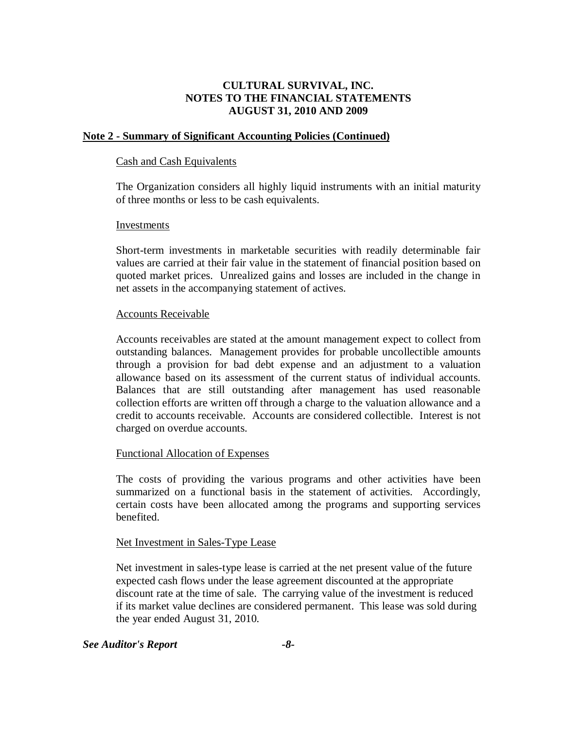# CULTURAL SURVIVAL, INC.
# NOTES TO THE FINANCIAL STATEMENTS
# AUGUST 31, 2010 AND 2009

## Note 2 - Summary of Significant Accounting Policies (Continued)

### Cash and Cash Equivalents

The Organization considers all highly liquid instruments with an initial maturity of three months or less to be cash equivalents.

### Investments

Short-term investments in marketable securities with readily determinable fair values are carried at their fair value in the statement of financial position based on quoted market prices. Unrealized gains and losses are included in the change in net assets in the accompanying statement of actives.

### Accounts Receivable

Accounts receivables are stated at the amount management expect to collect from outstanding balances. Management provides for probable uncollectible amounts through a provision for bad debt expense and an adjustment to a valuation allowance based on its assessment of the current status of individual accounts. Balances that are still outstanding after management has used reasonable collection efforts are written off through a charge to the valuation allowance and a credit to accounts receivable. Accounts are considered collectible. Interest is not charged on overdue accounts.

### Functional Allocation of Expenses

The costs of providing the various programs and other activities have been summarized on a functional basis in the statement of activities. Accordingly, certain costs have been allocated among the programs and supporting services benefited.

### Net Investment in Sales-Type Lease

Net investment in sales-type lease is carried at the net present value of the future expected cash flows under the lease agreement discounted at the appropriate discount rate at the time of sale. The carrying value of the investment is reduced if its market value declines are considered permanent. This lease was sold during the year ended August 31, 2010.

*See Auditor's Report*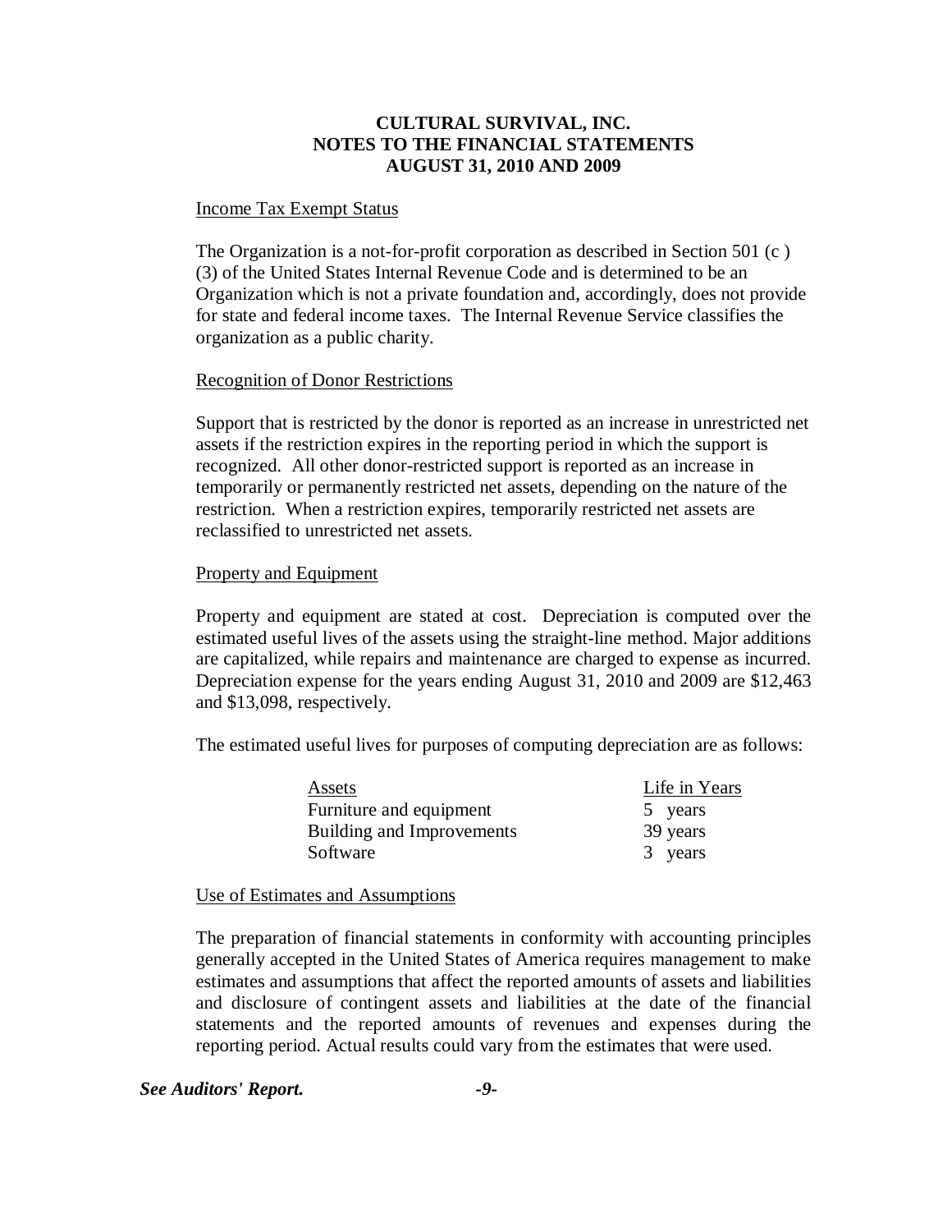**CULTURAL SURVIVAL, INC.**
**NOTES TO THE FINANCIAL STATEMENTS**
**AUGUST 31, 2010 AND 2009**

Income Tax Exempt Status

The Organization is a not-for-profit corporation as described in Section 501 (c ) (3) of the United States Internal Revenue Code and is determined to be an Organization which is not a private foundation and, accordingly, does not provide for state and federal income taxes. The Internal Revenue Service classifies the organization as a public charity.

Recognition of Donor Restrictions

Support that is restricted by the donor is reported as an increase in unrestricted net assets if the restriction expires in the reporting period in which the support is recognized. All other donor-restricted support is reported as an increase in temporarily or permanently restricted net assets, depending on the nature of the restriction. When a restriction expires, temporarily restricted net assets are reclassified to unrestricted net assets.

Property and Equipment

Property and equipment are stated at cost. Depreciation is computed over the estimated useful lives of the assets using the straight-line method. Major additions are capitalized, while repairs and maintenance are charged to expense as incurred. Depreciation expense for the years ending August 31, 2010 and 2009 are $12,463 and $13,098, respectively.

The estimated useful lives for purposes of computing depreciation are as follows:

| Assets | Life in Years |
|---|---|
| Furniture and equipment | 5 years |
| Building and Improvements | 39 years |
| Software | 3 years |

Use of Estimates and Assumptions

The preparation of financial statements in conformity with accounting principles generally accepted in the United States of America requires management to make estimates and assumptions that affect the reported amounts of assets and liabilities and disclosure of contingent assets and liabilities at the date of the financial statements and the reported amounts of revenues and expenses during the reporting period. Actual results could vary from the estimates that were used.

*See Auditors' Report.*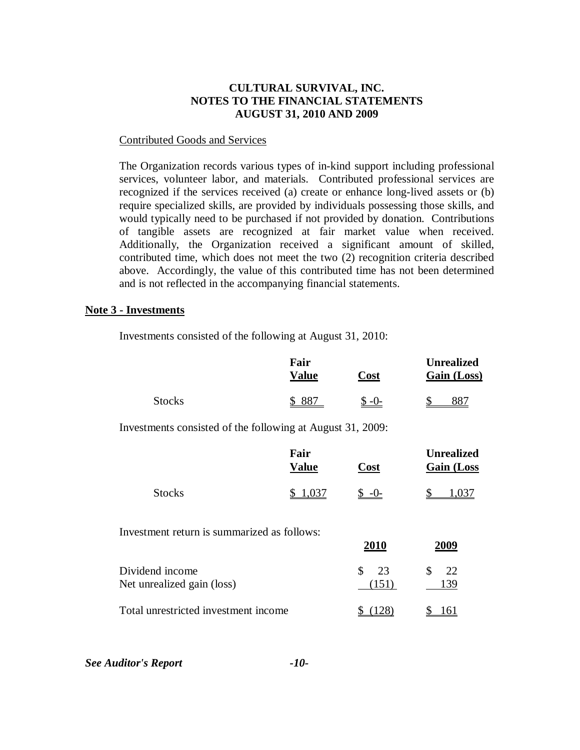Contributed Goods and Services

The Organization records various types of in-kind support including professional services, volunteer labor, and materials. Contributed professional services are recognized if the services received (a) create or enhance long-lived assets or (b) require specialized skills, are provided by individuals possessing those skills, and would typically need to be purchased if not provided by donation. Contributions of tangible assets are recognized at fair market value when received. Additionally, the Organization received a significant amount of skilled, contributed time, which does not meet the two (2) recognition criteria described above. Accordingly, the value of this contributed time has not been determined and is not reflected in the accompanying financial statements.

## Note 3 - Investments

Investments consisted of the following at August 31, 2010:

| | Fair Value | Cost | Unrealized Gain (Loss) |
|---|---|---|---|
| Stocks | $ 887 | $ -0- | $ 887 |

Investments consisted of the following at August 31, 2009:

| | Fair Value | Cost | Unrealized Gain (Loss |
|---|---|---|---|
| Stocks | $ 1,037 | $ -0- | $ 1,037 |

Investment return is summarized as follows:

| | 2010 | 2009 |
|---|---|---|
| Dividend income | $ 23 | $ 22 |
| Net unrealized gain (loss) | (151) | 139 |
| Total unrestricted investment income | $ (128) | $ 161 |

*See Auditor's Report*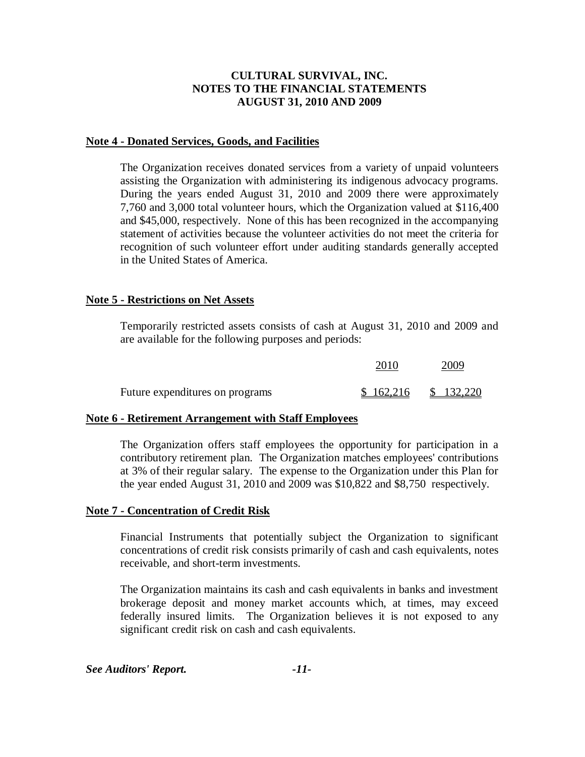# CULTURAL SURVIVAL, INC.
# NOTES TO THE FINANCIAL STATEMENTS
# AUGUST 31, 2010 AND 2009

## Note 4 - Donated Services, Goods, and Facilities

The Organization receives donated services from a variety of unpaid volunteers assisting the Organization with administering its indigenous advocacy programs. During the years ended August 31, 2010 and 2009 there were approximately 7,760 and 3,000 total volunteer hours, which the Organization valued at $116,400 and $45,000, respectively. None of this has been recognized in the accompanying statement of activities because the volunteer activities do not meet the criteria for recognition of such volunteer effort under auditing standards generally accepted in the United States of America.

## Note 5 - Restrictions on Net Assets

Temporarily restricted assets consists of cash at August 31, 2010 and 2009 and are available for the following purposes and periods:

| | 2010 | 2009 |
|---|---|---|
| Future expenditures on programs | $ 162,216 | $ 132,220 |

## Note 6 - Retirement Arrangement with Staff Employees

The Organization offers staff employees the opportunity for participation in a contributory retirement plan. The Organization matches employees' contributions at 3% of their regular salary. The expense to the Organization under this Plan for the year ended August 31, 2010 and 2009 was $10,822 and $8,750 respectively.

## Note 7 - Concentration of Credit Risk

Financial Instruments that potentially subject the Organization to significant concentrations of credit risk consists primarily of cash and cash equivalents, notes receivable, and short-term investments.

The Organization maintains its cash and cash equivalents in banks and investment brokerage deposit and money market accounts which, at times, may exceed federally insured limits. The Organization believes it is not exposed to any significant credit risk on cash and cash equivalents.

*See Auditors' Report.*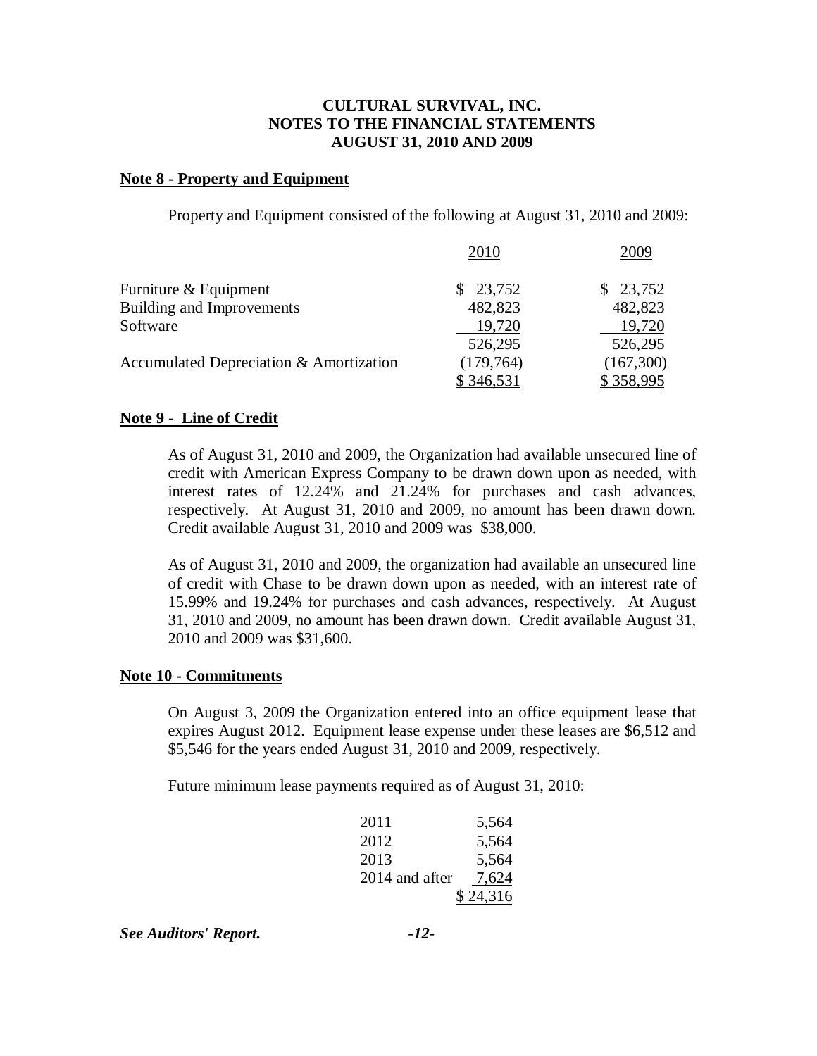**CULTURAL SURVIVAL, INC.**
**NOTES TO THE FINANCIAL STATEMENTS**
**AUGUST 31, 2010 AND 2009**

## Note 8 - Property and Equipment

Property and Equipment consisted of the following at August 31, 2010 and 2009:

| | 2010 | 2009 |
|---|---|---|
| Furniture & Equipment | $ 23,752 | $ 23,752 |
| Building and Improvements | 482,823 | 482,823 |
| Software | 19,720 | 19,720 |
| | 526,295 | 526,295 |
| Accumulated Depreciation & Amortization | (179,764) | (167,300) |
| | $ 346,531 | $ 358,995 |

## Note 9 - Line of Credit

As of August 31, 2010 and 2009, the Organization had available unsecured line of credit with American Express Company to be drawn down upon as needed, with interest rates of 12.24% and 21.24% for purchases and cash advances, respectively. At August 31, 2010 and 2009, no amount has been drawn down. Credit available August 31, 2010 and 2009 was $38,000.

As of August 31, 2010 and 2009, the organization had available an unsecured line of credit with Chase to be drawn down upon as needed, with an interest rate of 15.99% and 19.24% for purchases and cash advances, respectively. At August 31, 2010 and 2009, no amount has been drawn down. Credit available August 31, 2010 and 2009 was $31,600.

## Note 10 - Commitments

On August 3, 2009 the Organization entered into an office equipment lease that expires August 2012. Equipment lease expense under these leases are $6,512 and $5,546 for the years ended August 31, 2010 and 2009, respectively.

Future minimum lease payments required as of August 31, 2010:

| | |
|---|---|
| 2011 | 5,564 |
| 2012 | 5,564 |
| 2013 | 5,564 |
| 2014 and after | 7,624 |
| | $ 24,316 |

*See Auditors' Report.*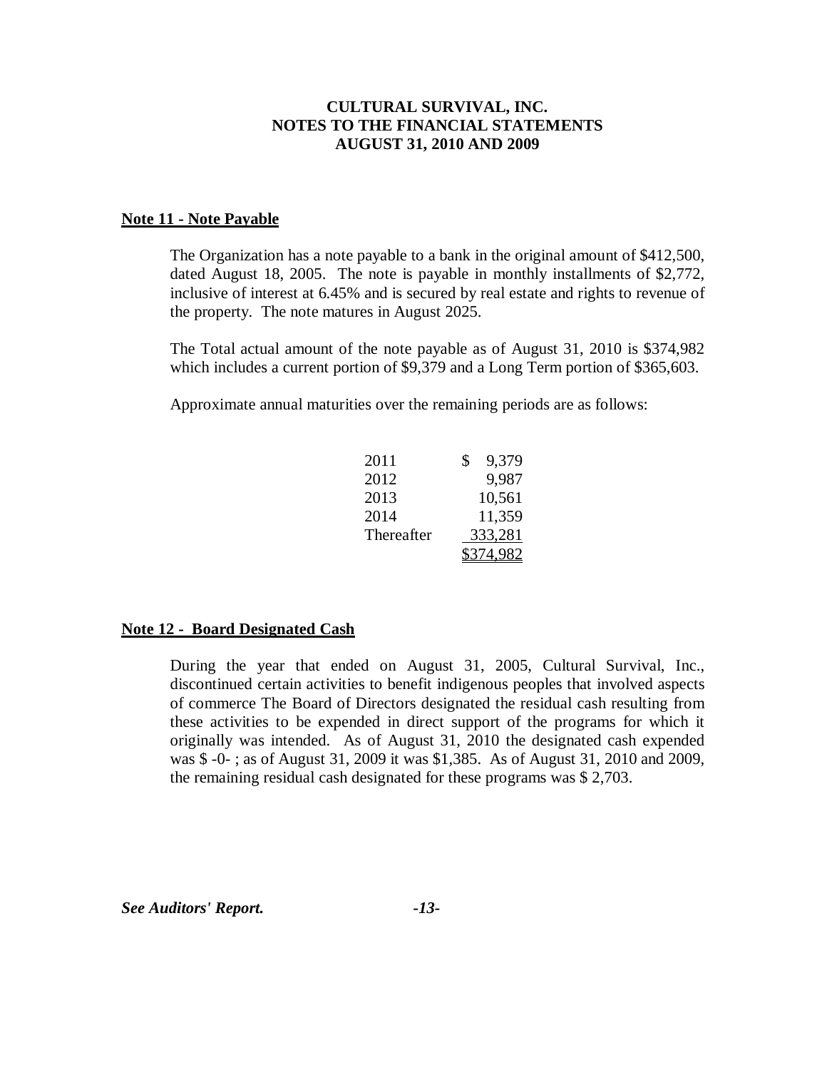**CULTURAL SURVIVAL, INC.**
**NOTES TO THE FINANCIAL STATEMENTS**
**AUGUST 31, 2010 AND 2009**

## Note 11 - Note Payable

The Organization has a note payable to a bank in the original amount of $412,500, dated August 18, 2005. The note is payable in monthly installments of $2,772, inclusive of interest at 6.45% and is secured by real estate and rights to revenue of the property. The note matures in August 2025.

The Total actual amount of the note payable as of August 31, 2010 is $374,982 which includes a current portion of $9,379 and a Long Term portion of $365,603.

Approximate annual maturities over the remaining periods are as follows:

| | |
|---|---|
| 2011 | $ 9,379 |
| 2012 | 9,987 |
| 2013 | 10,561 |
| 2014 | 11,359 |
| Thereafter | 333,281 |
| | $374,982 |

## Note 12 - Board Designated Cash

During the year that ended on August 31, 2005, Cultural Survival, Inc., discontinued certain activities to benefit indigenous peoples that involved aspects of commerce The Board of Directors designated the residual cash resulting from these activities to be expended in direct support of the programs for which it originally was intended. As of August 31, 2010 the designated cash expended was $ -0- ; as of August 31, 2009 it was $1,385. As of August 31, 2010 and 2009, the remaining residual cash designated for these programs was $ 2,703.

*See Auditors' Report.*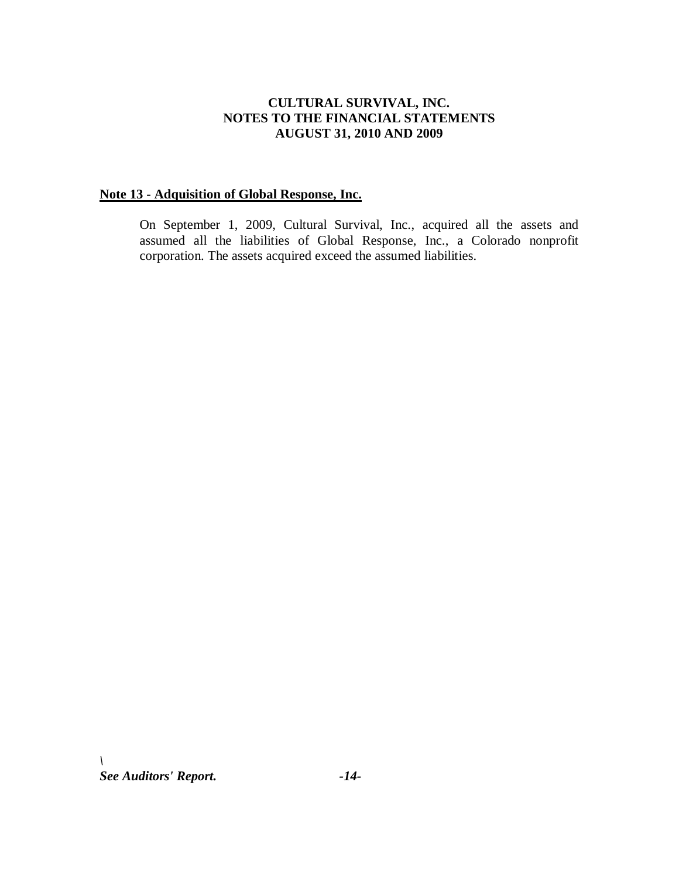# CULTURAL SURVIVAL, INC.
# NOTES TO THE FINANCIAL STATEMENTS
# AUGUST 31, 2010 AND 2009

**Note 13 - Adquisition of Global Response, Inc.**

On September 1, 2009, Cultural Survival, Inc., acquired all the assets and assumed all the liabilities of Global Response, Inc., a Colorado nonprofit corporation. The assets acquired exceed the assumed liabilities.

*See Auditors' Report.*